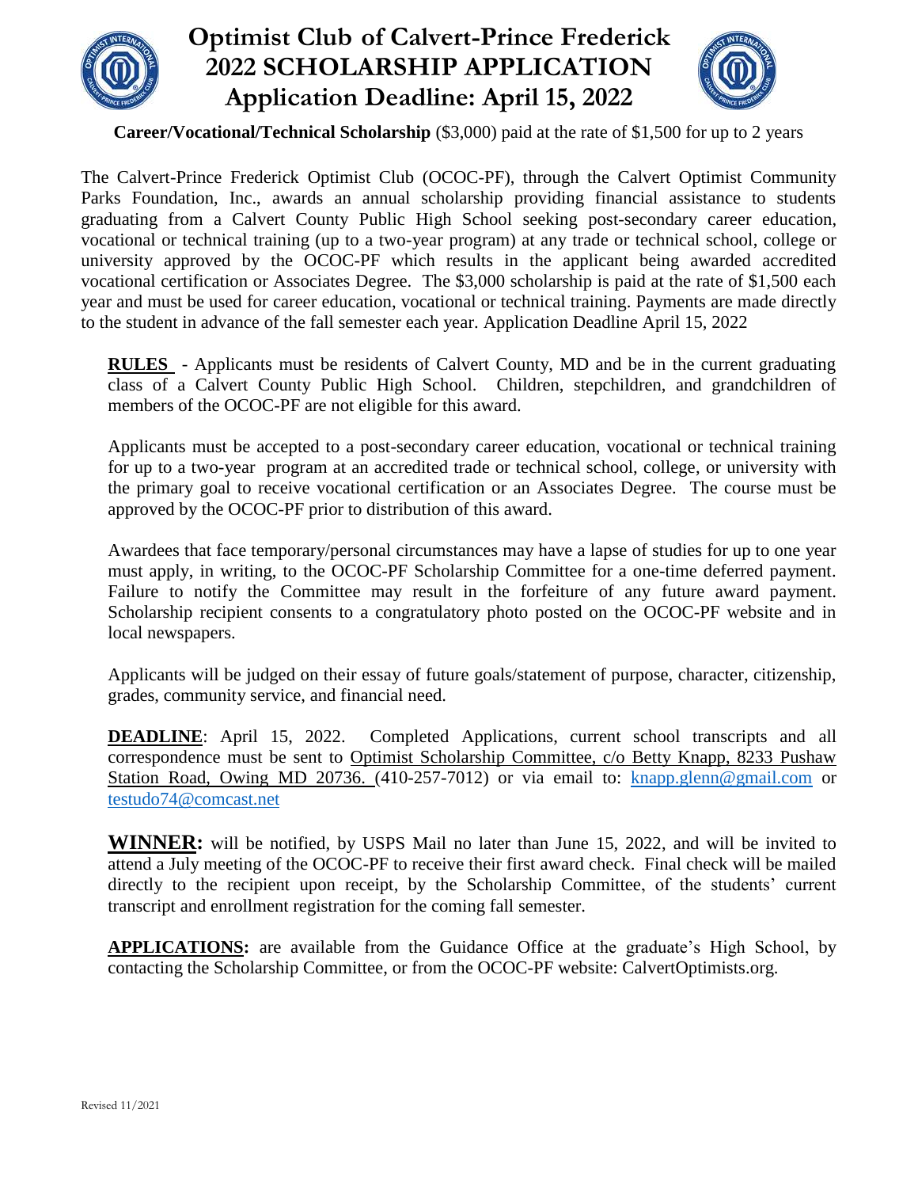# Optimist Club of Calvert-Prince Frederick
# 2022 SCHOLARSHIP APPLICATION
# Application Deadline: April 15, 2022

**Career/Vocational/Technical Scholarship** ($3,000) paid at the rate of $1,500 for up to 2 years

The Calvert-Prince Frederick Optimist Club (OCOC-PF), through the Calvert Optimist Community Parks Foundation, Inc., awards an annual scholarship providing financial assistance to students graduating from a Calvert County Public High School seeking post-secondary career education, vocational or technical training (up to a two-year program) at any trade or technical school, college or university approved by the OCOC-PF which results in the applicant being awarded accredited vocational certification or Associates Degree. The $3,000 scholarship is paid at the rate of $1,500 each year and must be used for career education, vocational or technical training. Payments are made directly to the student in advance of the fall semester each year. Application Deadline April 15, 2022

**RULES** - Applicants must be residents of Calvert County, MD and be in the current graduating class of a Calvert County Public High School. Children, stepchildren, and grandchildren of members of the OCOC-PF are not eligible for this award.

Applicants must be accepted to a post-secondary career education, vocational or technical training for up to a two-year program at an accredited trade or technical school, college, or university with the primary goal to receive vocational certification or an Associates Degree. The course must be approved by the OCOC-PF prior to distribution of this award.

Awardees that face temporary/personal circumstances may have a lapse of studies for up to one year must apply, in writing, to the OCOC-PF Scholarship Committee for a one-time deferred payment. Failure to notify the Committee may result in the forfeiture of any future award payment. Scholarship recipient consents to a congratulatory photo posted on the OCOC-PF website and in local newspapers.

Applicants will be judged on their essay of future goals/statement of purpose, character, citizenship, grades, community service, and financial need.

**DEADLINE**: April 15, 2022. Completed Applications, current school transcripts and all correspondence must be sent to Optimist Scholarship Committee, c/o Betty Knapp, 8233 Pushaw Station Road, Owing MD 20736. (410-257-7012) or via email to: knapp.glenn@gmail.com or testudo74@comcast.net

**WINNER:** will be notified, by USPS Mail no later than June 15, 2022, and will be invited to attend a July meeting of the OCOC-PF to receive their first award check. Final check will be mailed directly to the recipient upon receipt, by the Scholarship Committee, of the students' current transcript and enrollment registration for the coming fall semester.

**APPLICATIONS:** are available from the Guidance Office at the graduate's High School, by contacting the Scholarship Committee, or from the OCOC-PF website: CalvertOptimists.org.

Revised 11/2021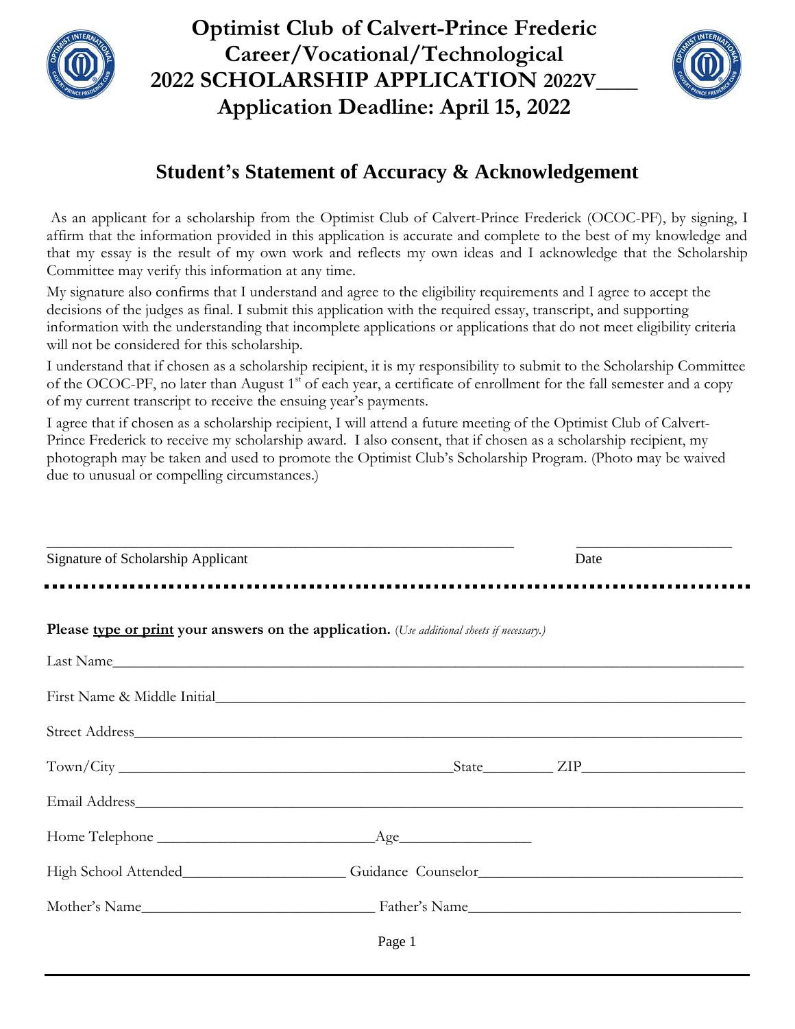# Optimist Club of Calvert-Prince Frederic
# Career/Vocational/Technological
# 2022 SCHOLARSHIP APPLICATION 2022V____
# Application Deadline: April 15, 2022

## Student's Statement of Accuracy & Acknowledgement

As an applicant for a scholarship from the Optimist Club of Calvert-Prince Frederick (OCOC-PF), by signing, I affirm that the information provided in this application is accurate and complete to the best of my knowledge and that my essay is the result of my own work and reflects my own ideas and I acknowledge that the Scholarship Committee may verify this information at any time.

My signature also confirms that I understand and agree to the eligibility requirements and I agree to accept the decisions of the judges as final. I submit this application with the required essay, transcript, and supporting information with the understanding that incomplete applications or applications that do not meet eligibility criteria will not be considered for this scholarship.

I understand that if chosen as a scholarship recipient, it is my responsibility to submit to the Scholarship Committee of the OCOC-PF, no later than August 1st of each year, a certificate of enrollment for the fall semester and a copy of my current transcript to receive the ensuing year's payments.

I agree that if chosen as a scholarship recipient, I will attend a future meeting of the Optimist Club of Calvert-Prince Frederick to receive my scholarship award. I also consent, that if chosen as a scholarship recipient, my photograph may be taken and used to promote the Optimist Club's Scholarship Program. (Photo may be waived due to unusual or compelling circumstances.)

_______________________________________________ ____________________

Signature of Scholarship Applicant Date

---

**Please type or print your answers on the application.** *(Use additional sheets if necessary.)*

Last Name________________________________________________

First Name & Middle Initial________________________________________

Street Address____________________________________________

Town/City ______________________________ State________ ZIP________________

Email Address____________________________________________

Home Telephone ________________________ Age________________

High School Attended__________________ Guidance Counselor____________________

Mother's Name_______________________ Father's Name_________________________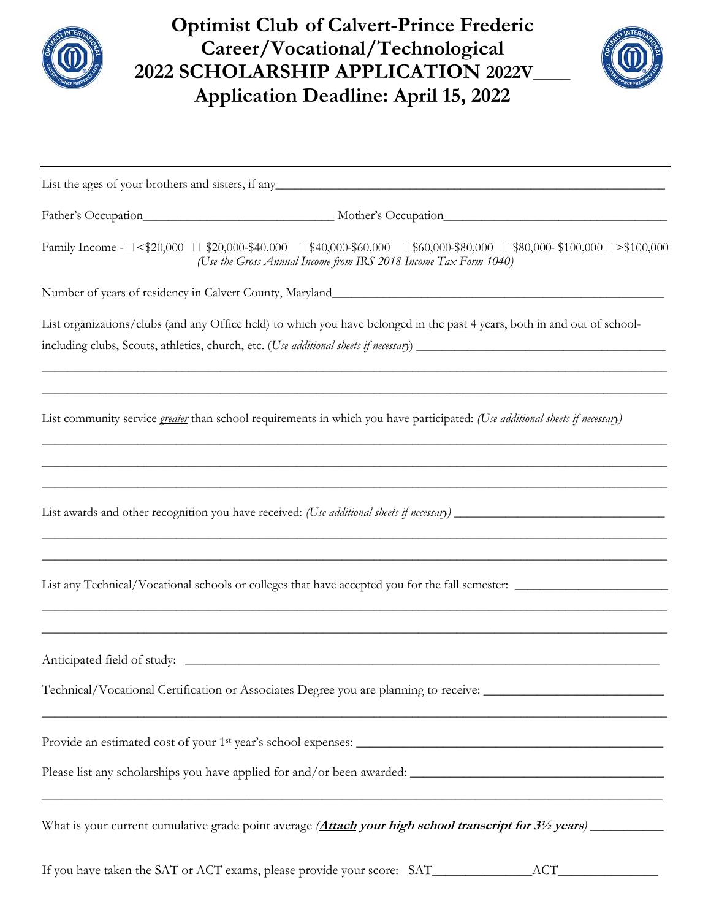# Optimist Club of Calvert-Prince Frederic
## Career/Vocational/Technological
## 2022 SCHOLARSHIP APPLICATION 2022V____
## Application Deadline: April 15, 2022

---

List the ages of your brothers and sisters, if any_______________________________________________

Father's Occupation______________________________ Mother's Occupation___________________________________

Family Income - ☐ <$20,000 ☐ $20,000-$40,000 ☐ $40,000-$60,000 ☐ $60,000-$80,000 ☐ $80,000- $100,000 ☐ >$100,000
*(Use the Gross Annual Income from IRS 2018 Income Tax Form 1040)*

Number of years of residency in Calvert County, Maryland_______________________________________________

List organizations/clubs (and any Office held) to which you have belonged in the past 4 years, both in and out of school-including clubs, Scouts, athletics, church, etc. (*Use additional sheets if necessary*) _______________________________________

_____________________________________________________________________________________________

_____________________________________________________________________________________________

List community service *greater* than school requirements in which you have participated: *(Use additional sheets if necessary)*

_____________________________________________________________________________________________

_____________________________________________________________________________________________

_____________________________________________________________________________________________

List awards and other recognition you have received: *(Use additional sheets if necessary)* _________________________________

_____________________________________________________________________________________________

_____________________________________________________________________________________________

List any Technical/Vocational schools or colleges that have accepted you for the fall semester: _______________________

_____________________________________________________________________________________________

_____________________________________________________________________________________________

Anticipated field of study: ___________________________________________________________________________

Technical/Vocational Certification or Associates Degree you are planning to receive: ___________________________

_____________________________________________________________________________________________

Provide an estimated cost of your 1st year's school expenses: _____________________________________________

Please list any scholarships you have applied for and/or been awarded: ______________________________________

_____________________________________________________________________________________________

What is your current cumulative grade point average (***Attach** your high school transcript for 3½ years*) ___________

If you have taken the SAT or ACT exams, please provide your score: SAT_______________ACT_______________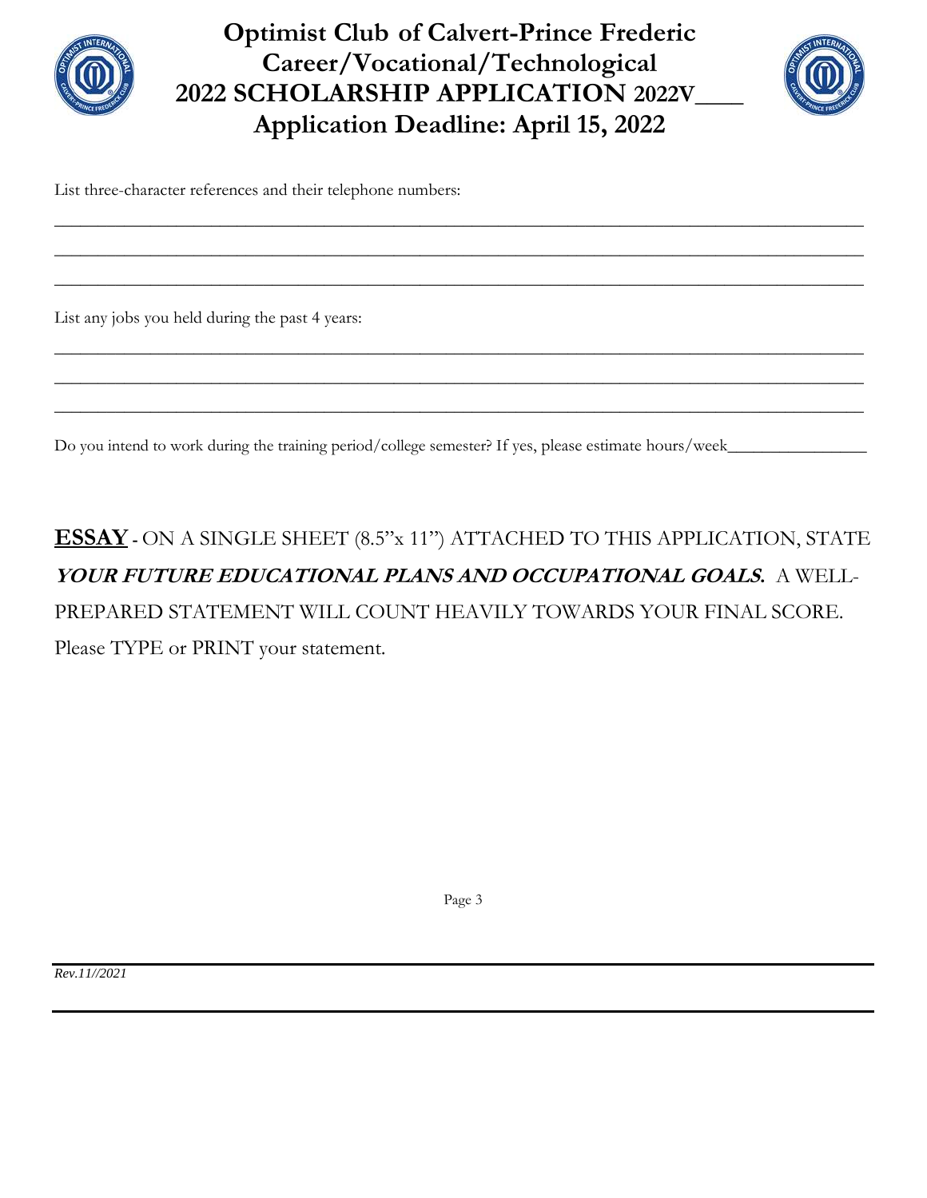# Optimist Club of Calvert-Prince Frederic
## Career/Vocational/Technological
## 2022 SCHOLARSHIP APPLICATION 2022V____
## Application Deadline: April 15, 2022

List three-character references and their telephone numbers:

_______________________________________________________________________________

_______________________________________________________________________________

_______________________________________________________________________________

List any jobs you held during the past 4 years:

_______________________________________________________________________________

_______________________________________________________________________________

_______________________________________________________________________________

Do you intend to work during the training period/college semester? If yes, please estimate hours/week_______________

**ESSAY** - ON A SINGLE SHEET (8.5"x 11") ATTACHED TO THIS APPLICATION, STATE ***YOUR FUTURE EDUCATIONAL PLANS AND OCCUPATIONAL GOALS.*** A WELL-PREPARED STATEMENT WILL COUNT HEAVILY TOWARDS YOUR FINAL SCORE. Please TYPE or PRINT your statement.

*Rev.11//2021*